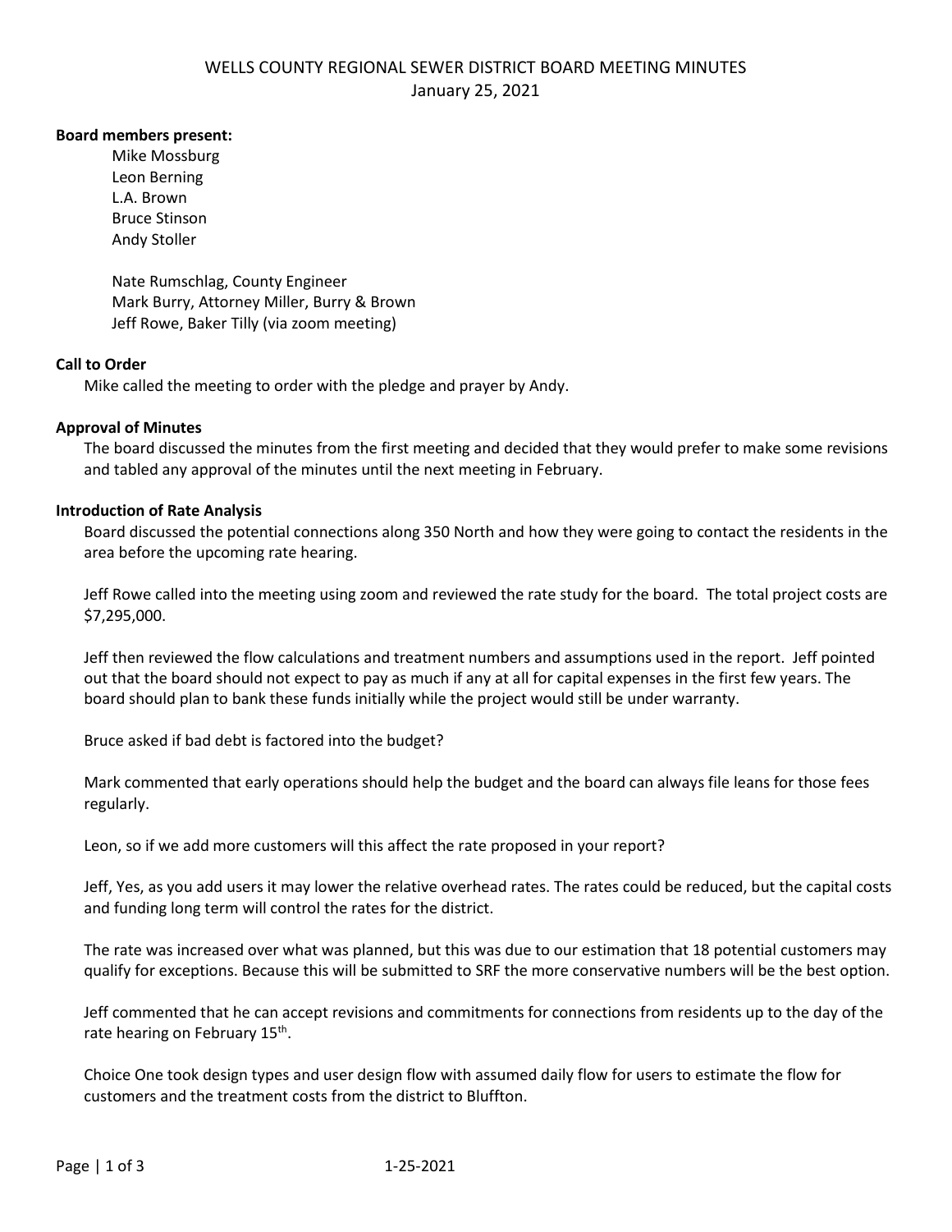# WELLS COUNTY REGIONAL SEWER DISTRICT BOARD MEETING MINUTES

January 25, 2021

**Board members present:**

Mike Mossburg
Leon Berning
L.A. Brown
Bruce Stinson
Andy Stoller

Nate Rumschlag, County Engineer
Mark Burry, Attorney Miller, Burry & Brown
Jeff Rowe, Baker Tilly (via zoom meeting)

**Call to Order**

Mike called the meeting to order with the pledge and prayer by Andy.

**Approval of Minutes**

The board discussed the minutes from the first meeting and decided that they would prefer to make some revisions and tabled any approval of the minutes until the next meeting in February.

**Introduction of Rate Analysis**

Board discussed the potential connections along 350 North and how they were going to contact the residents in the area before the upcoming rate hearing.

Jeff Rowe called into the meeting using zoom and reviewed the rate study for the board. The total project costs are $7,295,000.

Jeff then reviewed the flow calculations and treatment numbers and assumptions used in the report. Jeff pointed out that the board should not expect to pay as much if any at all for capital expenses in the first few years. The board should plan to bank these funds initially while the project would still be under warranty.

Bruce asked if bad debt is factored into the budget?

Mark commented that early operations should help the budget and the board can always file leans for those fees regularly.

Leon, so if we add more customers will this affect the rate proposed in your report?

Jeff, Yes, as you add users it may lower the relative overhead rates. The rates could be reduced, but the capital costs and funding long term will control the rates for the district.

The rate was increased over what was planned, but this was due to our estimation that 18 potential customers may qualify for exceptions. Because this will be submitted to SRF the more conservative numbers will be the best option.

Jeff commented that he can accept revisions and commitments for connections from residents up to the day of the rate hearing on February 15th.

Choice One took design types and user design flow with assumed daily flow for users to estimate the flow for customers and the treatment costs from the district to Bluffton.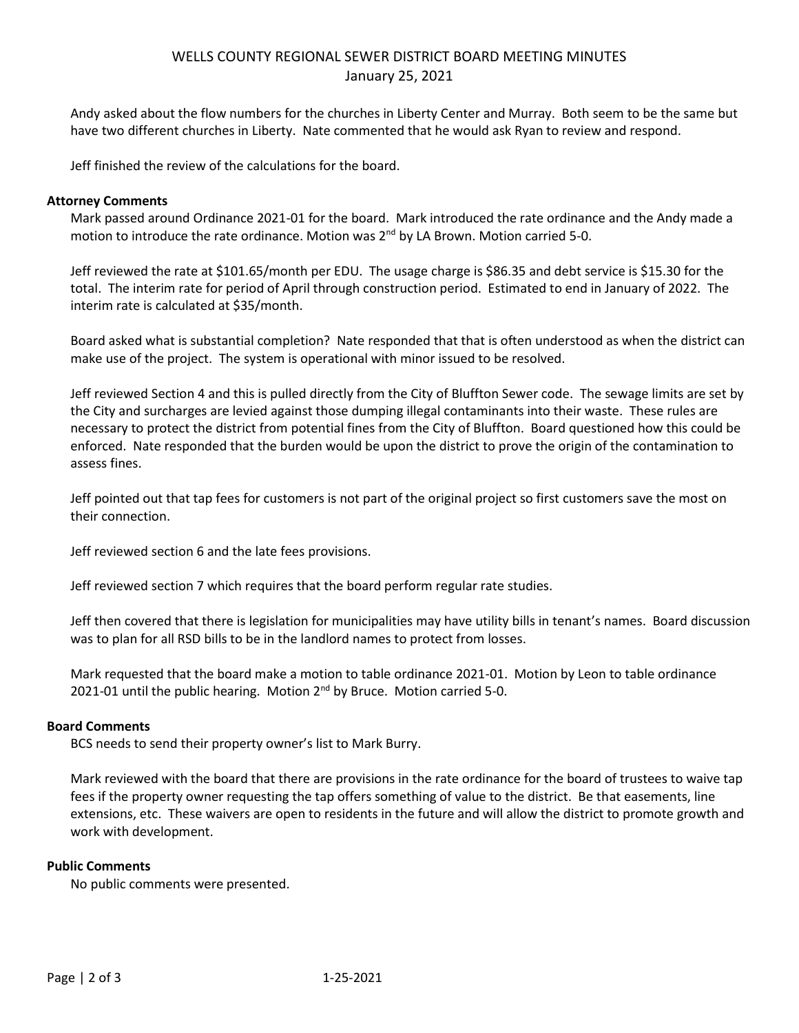WELLS COUNTY REGIONAL SEWER DISTRICT BOARD MEETING MINUTES
January 25, 2021

Andy asked about the flow numbers for the churches in Liberty Center and Murray. Both seem to be the same but have two different churches in Liberty. Nate commented that he would ask Ryan to review and respond.

Jeff finished the review of the calculations for the board.

**Attorney Comments**

Mark passed around Ordinance 2021-01 for the board. Mark introduced the rate ordinance and the Andy made a motion to introduce the rate ordinance. Motion was 2nd by LA Brown. Motion carried 5-0.

Jeff reviewed the rate at $101.65/month per EDU. The usage charge is $86.35 and debt service is $15.30 for the total. The interim rate for period of April through construction period. Estimated to end in January of 2022. The interim rate is calculated at $35/month.

Board asked what is substantial completion? Nate responded that that is often understood as when the district can make use of the project. The system is operational with minor issued to be resolved.

Jeff reviewed Section 4 and this is pulled directly from the City of Bluffton Sewer code. The sewage limits are set by the City and surcharges are levied against those dumping illegal contaminants into their waste. These rules are necessary to protect the district from potential fines from the City of Bluffton. Board questioned how this could be enforced. Nate responded that the burden would be upon the district to prove the origin of the contamination to assess fines.

Jeff pointed out that tap fees for customers is not part of the original project so first customers save the most on their connection.

Jeff reviewed section 6 and the late fees provisions.

Jeff reviewed section 7 which requires that the board perform regular rate studies.

Jeff then covered that there is legislation for municipalities may have utility bills in tenant's names. Board discussion was to plan for all RSD bills to be in the landlord names to protect from losses.

Mark requested that the board make a motion to table ordinance 2021-01. Motion by Leon to table ordinance 2021-01 until the public hearing. Motion 2nd by Bruce. Motion carried 5-0.

**Board Comments**

BCS needs to send their property owner's list to Mark Burry.

Mark reviewed with the board that there are provisions in the rate ordinance for the board of trustees to waive tap fees if the property owner requesting the tap offers something of value to the district. Be that easements, line extensions, etc. These waivers are open to residents in the future and will allow the district to promote growth and work with development.

**Public Comments**

No public comments were presented.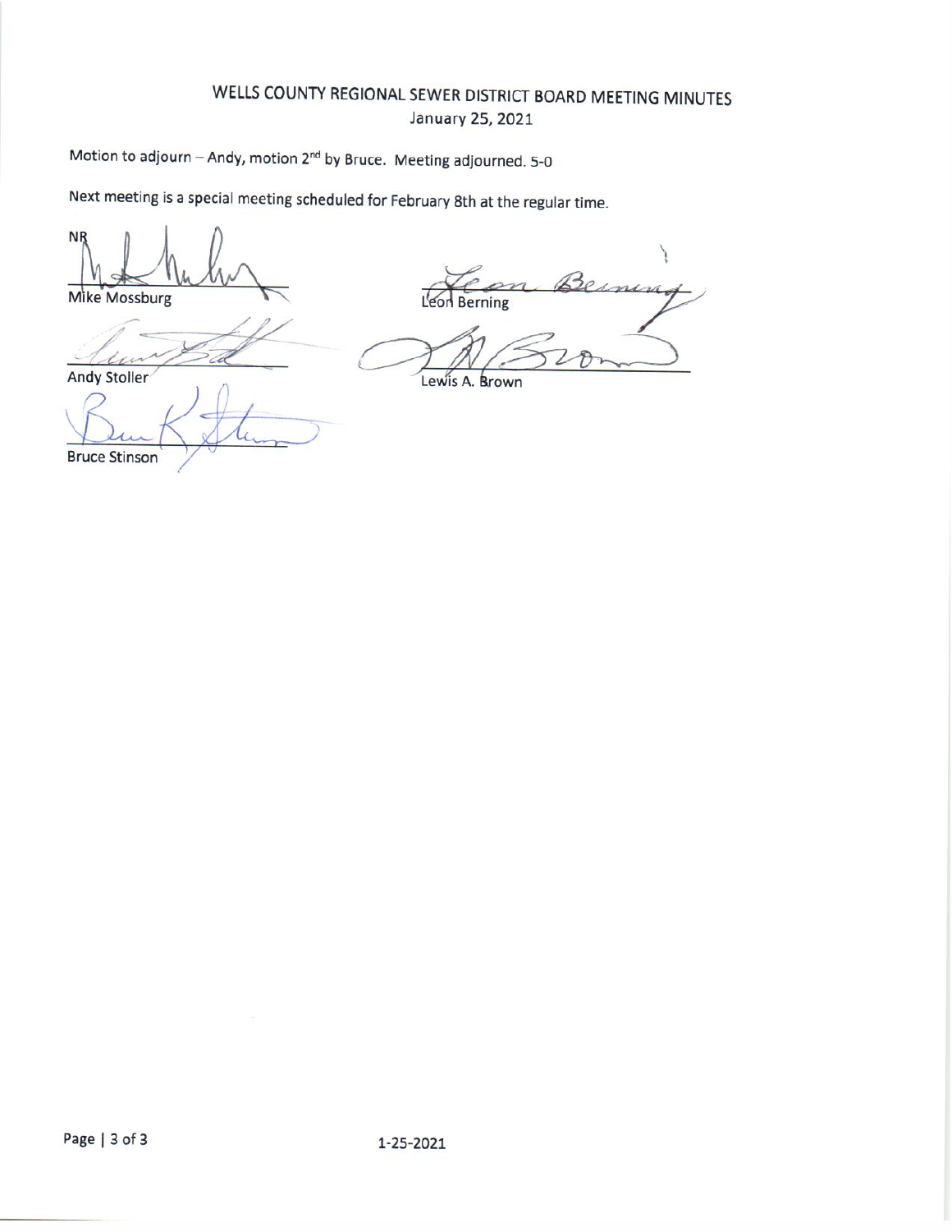# WELLS COUNTY REGIONAL SEWER DISTRICT BOARD MEETING MINUTES

January 25, 2021

Motion to adjourn – Andy, motion 2nd by Bruce. Meeting adjourned. 5-0

Next meeting is a special meeting scheduled for February 8th at the regular time.

NR

Mike Mossburg

Leon Berning

Andy Stoller

Lewis A. Brown

Bruce Stinson

1-25-2021